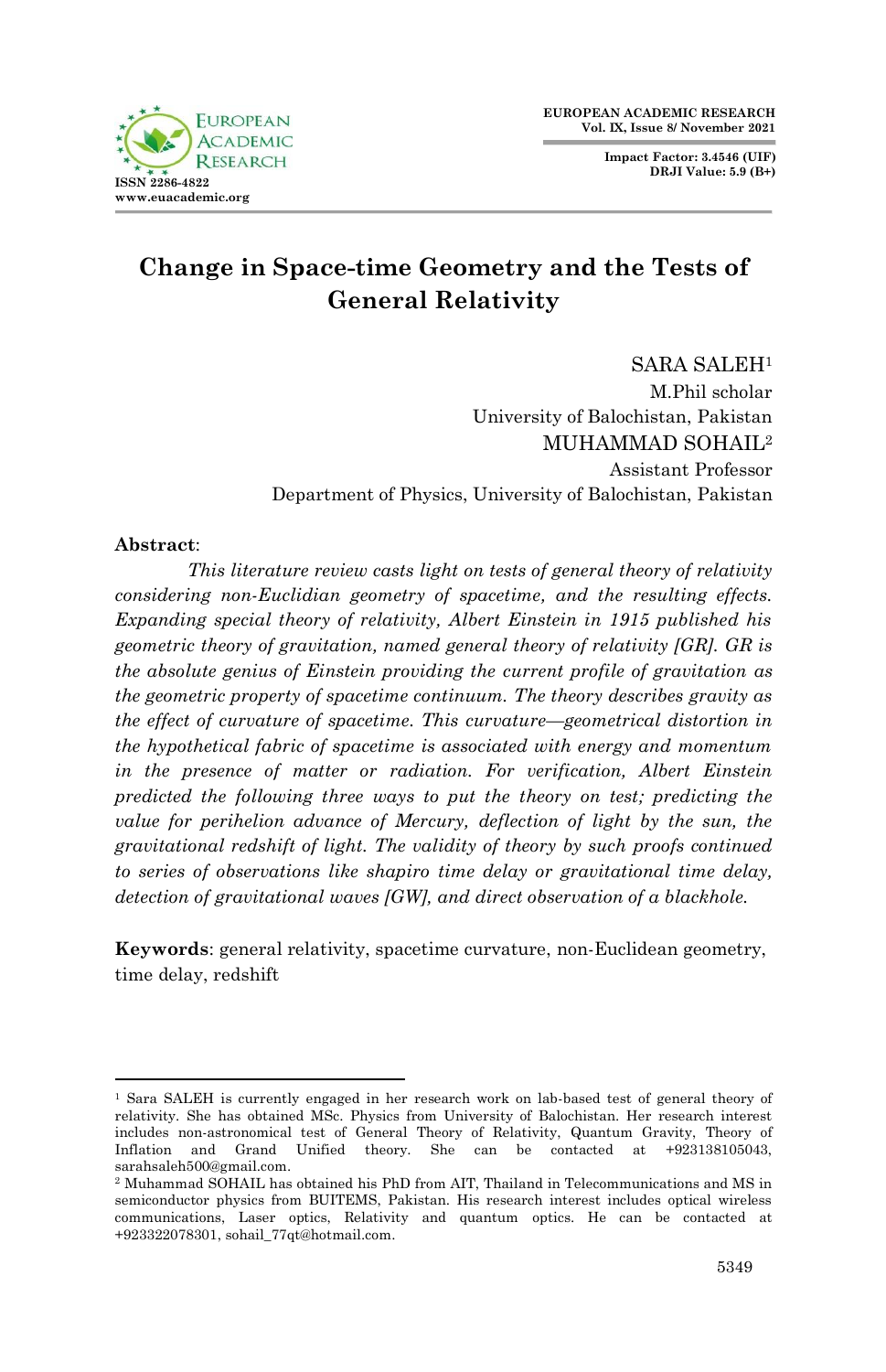# Change in Space-time Geometry and the Tests of General Relativity

SARA SALEH[1]
M.Phil scholar
University of Balochistan, Pakistan

MUHAMMAD SOHAIL[2]
Assistant Professor
Department of Physics, University of Balochistan, Pakistan

**Abstract**:

*This literature review casts light on tests of general theory of relativity considering non-Euclidian geometry of spacetime, and the resulting effects. Expanding special theory of relativity, Albert Einstein in 1915 published his geometric theory of gravitation, named general theory of relativity [GR]. GR is the absolute genius of Einstein providing the current profile of gravitation as the geometric property of spacetime continuum. The theory describes gravity as the effect of curvature of spacetime. This curvature—geometrical distortion in the hypothetical fabric of spacetime is associated with energy and momentum in the presence of matter or radiation. For verification, Albert Einstein predicted the following three ways to put the theory on test; predicting the value for perihelion advance of Mercury, deflection of light by the sun, the gravitational redshift of light. The validity of theory by such proofs continued to series of observations like shapiro time delay or gravitational time delay, detection of gravitational waves [GW], and direct observation of a blackhole.*

**Keywords**: general relativity, spacetime curvature, non-Euclidean geometry, time delay, redshift

---

[1] Sara SALEH is currently engaged in her research work on lab-based test of general theory of relativity. She has obtained MSc. Physics from University of Balochistan. Her research interest includes non-astronomical test of General Theory of Relativity, Quantum Gravity, Theory of Inflation and Grand Unified theory. She can be contacted at +923138105043, sarahsaleh500@gmail.com.

[2] Muhammad SOHAIL has obtained his PhD from AIT, Thailand in Telecommunications and MS in semiconductor physics from BUITEMS, Pakistan. His research interest includes optical wireless communications, Laser optics, Relativity and quantum optics. He can be contacted at +923322078301, sohail_77qt@hotmail.com.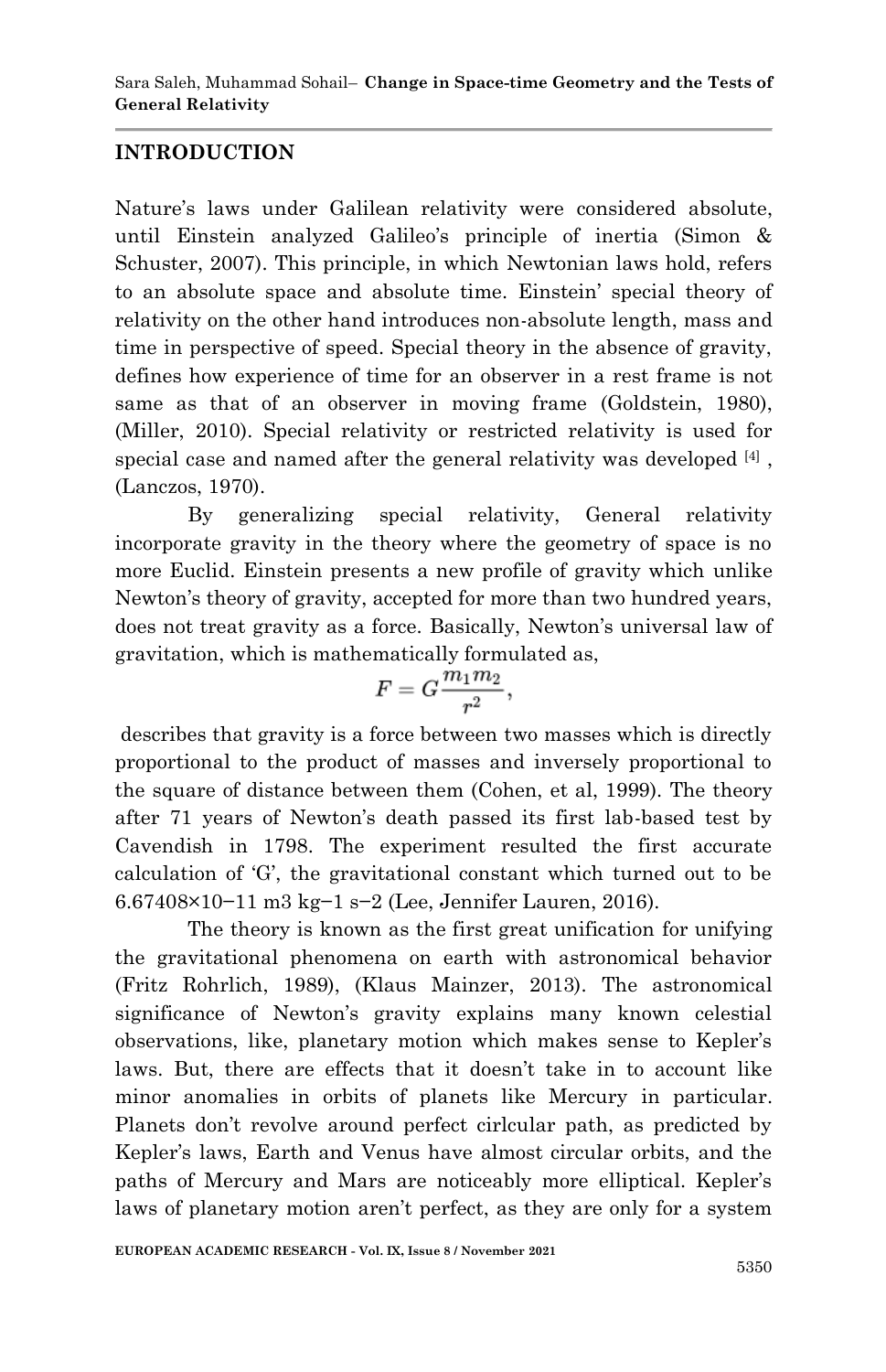## INTRODUCTION

Nature's laws under Galilean relativity were considered absolute, until Einstein analyzed Galileo's principle of inertia (Simon & Schuster, 2007). This principle, in which Newtonian laws hold, refers to an absolute space and absolute time. Einstein' special theory of relativity on the other hand introduces non-absolute length, mass and time in perspective of speed. Special theory in the absence of gravity, defines how experience of time for an observer in a rest frame is not same as that of an observer in moving frame (Goldstein, 1980), (Miller, 2010). Special relativity or restricted relativity is used for special case and named after the general relativity was developed [4] , (Lanczos, 1970).

By generalizing special relativity, General relativity incorporate gravity in the theory where the geometry of space is no more Euclid. Einstein presents a new profile of gravity which unlike Newton's theory of gravity, accepted for more than two hundred years, does not treat gravity as a force. Basically, Newton's universal law of gravitation, which is mathematically formulated as,

$$F = G\frac{m_1 m_2}{r^2},$$

describes that gravity is a force between two masses which is directly proportional to the product of masses and inversely proportional to the square of distance between them (Cohen, et al, 1999). The theory after 71 years of Newton's death passed its first lab-based test by Cavendish in 1798. The experiment resulted the first accurate calculation of 'G', the gravitational constant which turned out to be $6.67408 \times 10^{-11}$ $m^3$ $kg^{-1}$ $s^{-2}$ (Lee, Jennifer Lauren, 2016).

The theory is known as the first great unification for unifying the gravitational phenomena on earth with astronomical behavior (Fritz Rohrlich, 1989), (Klaus Mainzer, 2013). The astronomical significance of Newton's gravity explains many known celestial observations, like, planetary motion which makes sense to Kepler's laws. But, there are effects that it doesn't take in to account like minor anomalies in orbits of planets like Mercury in particular. Planets don't revolve around perfect cirlcular path, as predicted by Kepler's laws, Earth and Venus have almost circular orbits, and the paths of Mercury and Mars are noticeably more elliptical. Kepler's laws of planetary motion aren't perfect, as they are only for a system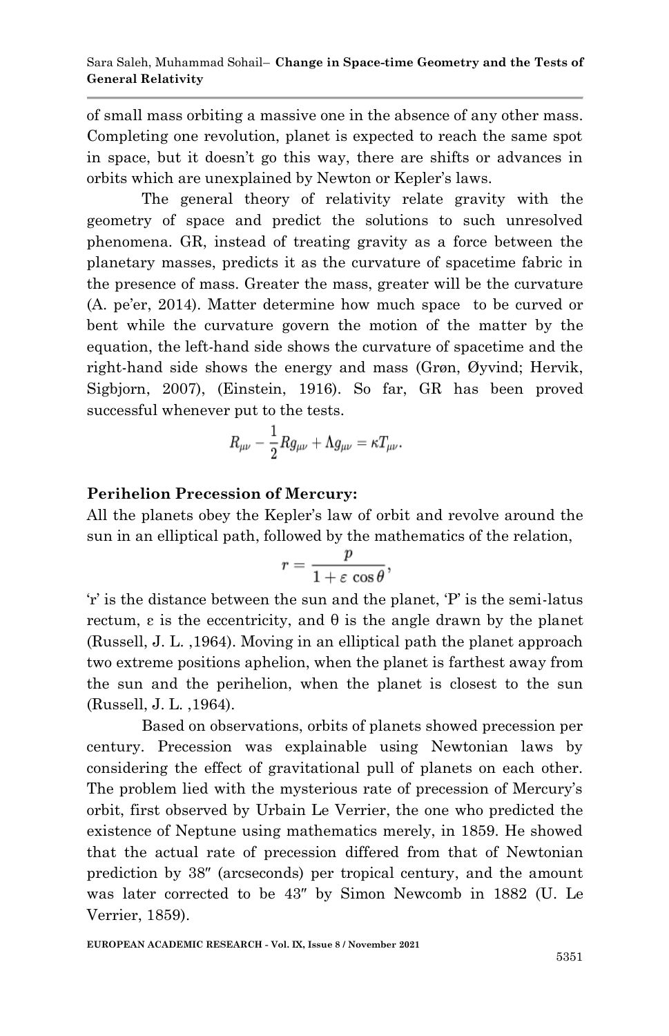of small mass orbiting a massive one in the absence of any other mass. Completing one revolution, planet is expected to reach the same spot in space, but it doesn't go this way, there are shifts or advances in orbits which are unexplained by Newton or Kepler's laws.

The general theory of relativity relate gravity with the geometry of space and predict the solutions to such unresolved phenomena. GR, instead of treating gravity as a force between the planetary masses, predicts it as the curvature of spacetime fabric in the presence of mass. Greater the mass, greater will be the curvature (A. pe'er, 2014). Matter determine how much space to be curved or bent while the curvature govern the motion of the matter by the equation, the left-hand side shows the curvature of spacetime and the right-hand side shows the energy and mass (Grøn, Øyvind; Hervik, Sigbjorn, 2007), (Einstein, 1916). So far, GR has been proved successful whenever put to the tests.

$$R_{\mu\nu} - \frac{1}{2}Rg_{\mu\nu} + \Lambda g_{\mu\nu} = \kappa T_{\mu\nu}.$$

**Perihelion Precession of Mercury:**

All the planets obey the Kepler's law of orbit and revolve around the sun in an elliptical path, followed by the mathematics of the relation,

$$r = \frac{p}{1 + \varepsilon \cos\theta},$$

'r' is the distance between the sun and the planet, 'P' is the semi-latus rectum, ε is the eccentricity, and θ is the angle drawn by the planet (Russell, J. L. ,1964). Moving in an elliptical path the planet approach two extreme positions aphelion, when the planet is farthest away from the sun and the perihelion, when the planet is closest to the sun (Russell, J. L. ,1964).

Based on observations, orbits of planets showed precession per century. Precession was explainable using Newtonian laws by considering the effect of gravitational pull of planets on each other. The problem lied with the mysterious rate of precession of Mercury's orbit, first observed by Urbain Le Verrier, the one who predicted the existence of Neptune using mathematics merely, in 1859. He showed that the actual rate of precession differed from that of Newtonian prediction by 38″ (arcseconds) per tropical century, and the amount was later corrected to be 43″ by Simon Newcomb in 1882 (U. Le Verrier, 1859).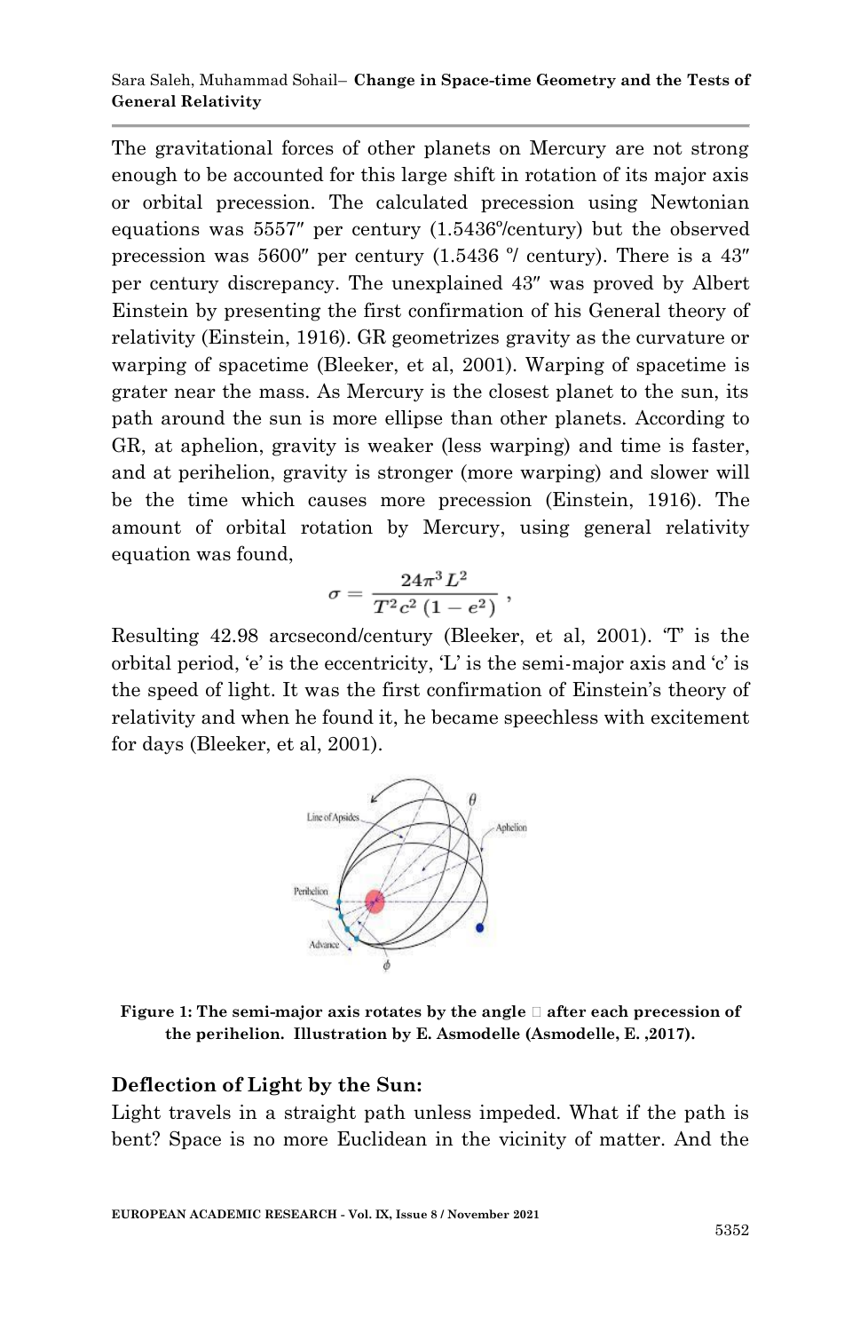The gravitational forces of other planets on Mercury are not strong enough to be accounted for this large shift in rotation of its major axis or orbital precession. The calculated precession using Newtonian equations was 5557″ per century (1.5436°/century) but the observed precession was 5600″ per century (1.5436 °/ century). There is a 43″ per century discrepancy. The unexplained 43″ was proved by Albert Einstein by presenting the first confirmation of his General theory of relativity (Einstein, 1916). GR geometrizes gravity as the curvature or warping of spacetime (Bleeker, et al, 2001). Warping of spacetime is grater near the mass. As Mercury is the closest planet to the sun, its path around the sun is more ellipse than other planets. According to GR, at aphelion, gravity is weaker (less warping) and time is faster, and at perihelion, gravity is stronger (more warping) and slower will be the time which causes more precession (Einstein, 1916). The amount of orbital rotation by Mercury, using general relativity equation was found,

$$\sigma = \frac{24\pi^3 L^2}{T^2 c^2 \left(1 - e^2\right)},$$

Resulting 42.98 arcsecond/century (Bleeker, et al, 2001). 'T' is the orbital period, 'e' is the eccentricity, 'L' is the semi-major axis and 'c' is the speed of light. It was the first confirmation of Einstein's theory of relativity and when he found it, he became speechless with excitement for days (Bleeker, et al, 2001).

**Figure 1: The semi-major axis rotates by the angle  after each precession of the perihelion. Illustration by E. Asmodelle (Asmodelle, E. ,2017).**

## Deflection of Light by the Sun:

Light travels in a straight path unless impeded. What if the path is bent? Space is no more Euclidean in the vicinity of matter. And the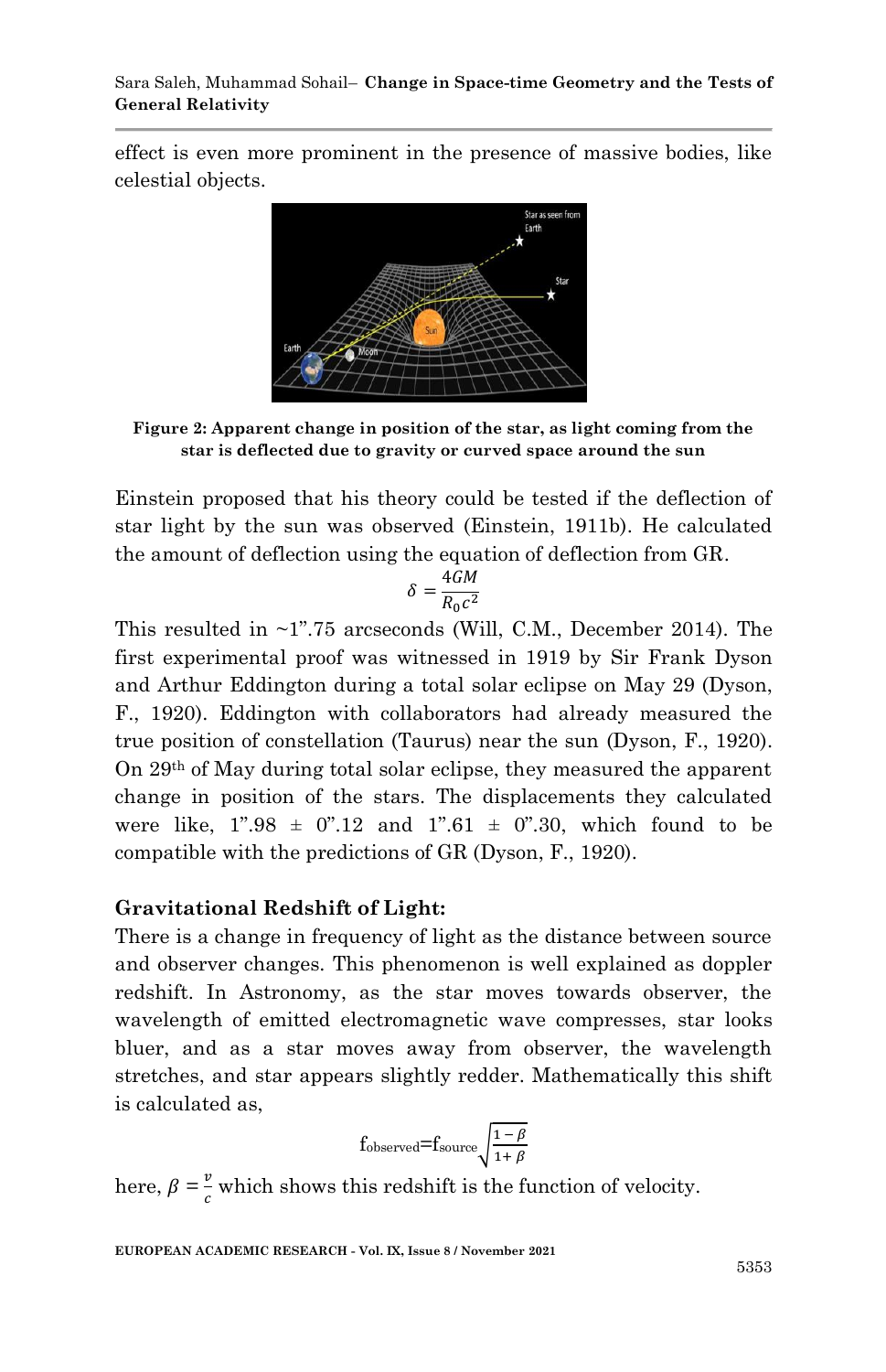effect is even more prominent in the presence of massive bodies, like celestial objects.

**Figure 2: Apparent change in position of the star, as light coming from the star is deflected due to gravity or curved space around the sun**

Einstein proposed that his theory could be tested if the deflection of star light by the sun was observed (Einstein, 1911b). He calculated the amount of deflection using the equation of deflection from GR.

$$\delta = \frac{4GM}{R_0 c^2}$$

This resulted in ~1".75 arcseconds (Will, C.M., December 2014). The first experimental proof was witnessed in 1919 by Sir Frank Dyson and Arthur Eddington during a total solar eclipse on May 29 (Dyson, F., 1920). Eddington with collaborators had already measured the true position of constellation (Taurus) near the sun (Dyson, F., 1920). On 29th of May during total solar eclipse, they measured the apparent change in position of the stars. The displacements they calculated were like, 1".98 ± 0".12 and 1".61 ± 0".30, which found to be compatible with the predictions of GR (Dyson, F., 1920).

## Gravitational Redshift of Light:

There is a change in frequency of light as the distance between source and observer changes. This phenomenon is well explained as doppler redshift. In Astronomy, as the star moves towards observer, the wavelength of emitted electromagnetic wave compresses, star looks bluer, and as a star moves away from observer, the wavelength stretches, and star appears slightly redder. Mathematically this shift is calculated as,

$$f_{observed} = f_{source}\sqrt{\frac{1-\beta}{1+\beta}}$$

here, $\beta = \frac{v}{c}$ which shows this redshift is the function of velocity.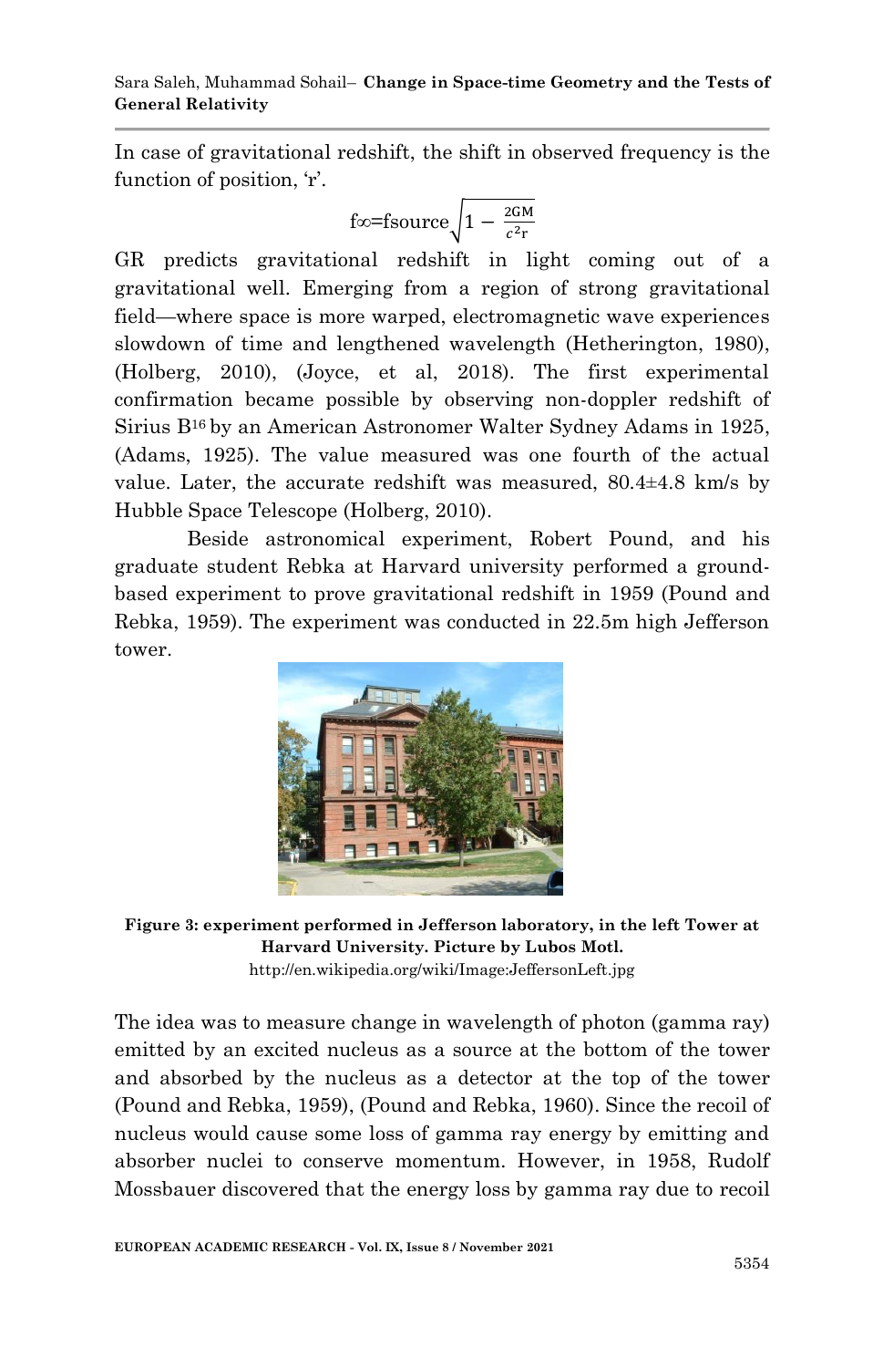In case of gravitational redshift, the shift in observed frequency is the function of position, 'r'.

$$f\infty = \text{fsource}\sqrt{1 - \frac{2GM}{c^2 r}}$$

GR predicts gravitational redshift in light coming out of a gravitational well. Emerging from a region of strong gravitational field—where space is more warped, electromagnetic wave experiences slowdown of time and lengthened wavelength (Hetherington, 1980), (Holberg, 2010), (Joyce, et al, 2018). The first experimental confirmation became possible by observing non-doppler redshift of Sirius B[16] by an American Astronomer Walter Sydney Adams in 1925, (Adams, 1925). The value measured was one fourth of the actual value. Later, the accurate redshift was measured, 80.4±4.8 km/s by Hubble Space Telescope (Holberg, 2010).

Beside astronomical experiment, Robert Pound, and his graduate student Rebka at Harvard university performed a ground-based experiment to prove gravitational redshift in 1959 (Pound and Rebka, 1959). The experiment was conducted in 22.5m high Jefferson tower.

**Figure 3: experiment performed in Jefferson laboratory, in the left Tower at Harvard University. Picture by Lubos Motl.**
http://en.wikipedia.org/wiki/Image:JeffersonLeft.jpg

The idea was to measure change in wavelength of photon (gamma ray) emitted by an excited nucleus as a source at the bottom of the tower and absorbed by the nucleus as a detector at the top of the tower (Pound and Rebka, 1959), (Pound and Rebka, 1960). Since the recoil of nucleus would cause some loss of gamma ray energy by emitting and absorber nuclei to conserve momentum. However, in 1958, Rudolf Mossbauer discovered that the energy loss by gamma ray due to recoil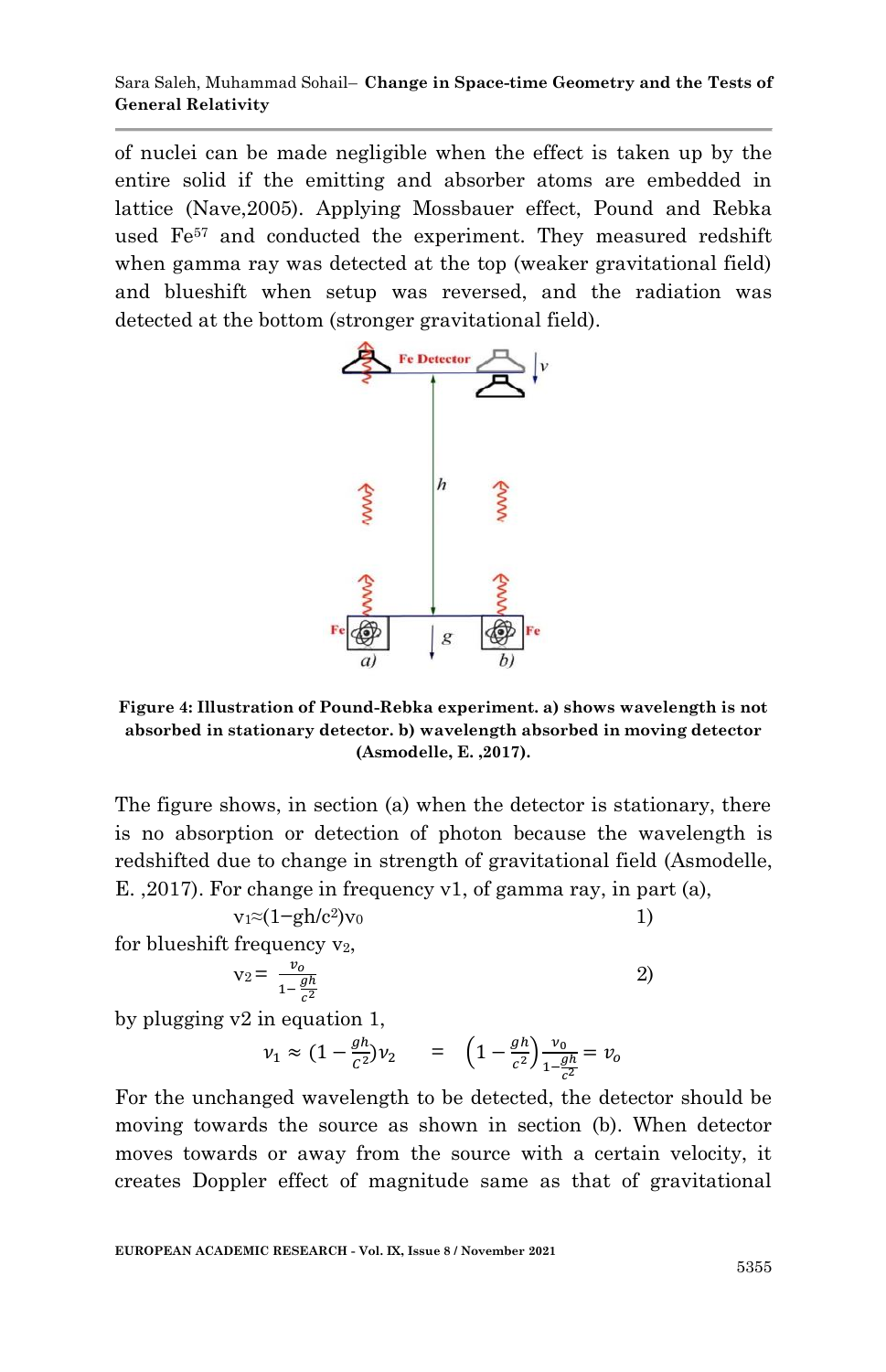of nuclei can be made negligible when the effect is taken up by the entire solid if the emitting and absorber atoms are embedded in lattice (Nave,2005). Applying Mossbauer effect, Pound and Rebka used $Fe^{57}$ and conducted the experiment. They measured redshift when gamma ray was detected at the top (weaker gravitational field) and blueshift when setup was reversed, and the radiation was detected at the bottom (stronger gravitational field).

**Figure 4: Illustration of Pound-Rebka experiment. a) shows wavelength is not absorbed in stationary detector. b) wavelength absorbed in moving detector (Asmodelle, E. ,2017).**

The figure shows, in section (a) when the detector is stationary, there is no absorption or detection of photon because the wavelength is redshifted due to change in strength of gravitational field (Asmodelle, E. ,2017). For change in frequency v1, of gamma ray, in part (a),

$$v_1 \approx (1 - gh/c^2) v_0 \qquad 1)$$

for blueshift frequency $v_2$,

$$v_2 = \frac{v_o}{1 - \frac{gh}{c^2}} \qquad 2)$$

by plugging v2 in equation 1,

$$v_1 \approx \left(1 - \frac{gh}{c^2}\right) v_2 \quad = \left(1 - \frac{gh}{c^2}\right) \frac{v_0}{1 - \frac{gh}{c^2}} = v_o$$

For the unchanged wavelength to be detected, the detector should be moving towards the source as shown in section (b). When detector moves towards or away from the source with a certain velocity, it creates Doppler effect of magnitude same as that of gravitational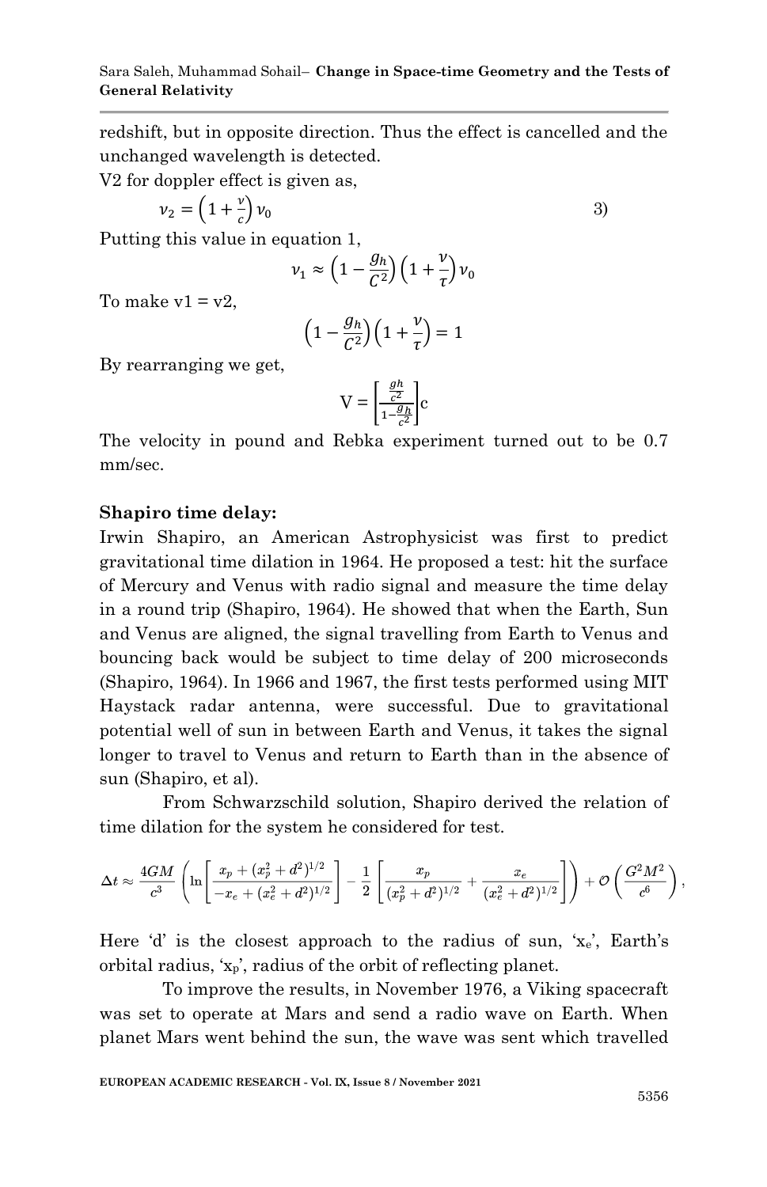redshift, but in opposite direction. Thus the effect is cancelled and the unchanged wavelength is detected.

V2 for doppler effect is given as,

$$\nu_2 = \left(1 + \frac{v}{c}\right)\nu_0 \tag{3}$$

Putting this value in equation 1,

$$\nu_1 \approx \left(1 - \frac{g_h}{C^2}\right)\left(1 + \frac{\nu}{\tau}\right)\nu_0$$

To make v1 = v2,

$$\left(1 - \frac{g_h}{C^2}\right)\left(1 + \frac{\nu}{\tau}\right) = 1$$

By rearranging we get,

$$\text{V} = \left[\frac{\frac{gh}{c^2}}{1 - \frac{gh}{c^2}}\right]\text{c}$$

The velocity in pound and Rebka experiment turned out to be 0.7 mm/sec.

**Shapiro time delay:**

Irwin Shapiro, an American Astrophysicist was first to predict gravitational time dilation in 1964. He proposed a test: hit the surface of Mercury and Venus with radio signal and measure the time delay in a round trip (Shapiro, 1964). He showed that when the Earth, Sun and Venus are aligned, the signal travelling from Earth to Venus and bouncing back would be subject to time delay of 200 microseconds (Shapiro, 1964). In 1966 and 1967, the first tests performed using MIT Haystack radar antenna, were successful. Due to gravitational potential well of sun in between Earth and Venus, it takes the signal longer to travel to Venus and return to Earth than in the absence of sun (Shapiro, et al).

From Schwarzschild solution, Shapiro derived the relation of time dilation for the system he considered for test.

$$\Delta t \approx \frac{4GM}{c^3}\left(\ln\left[\frac{x_p + (x_p^2 + d^2)^{1/2}}{-x_e + (x_e^2 + d^2)^{1/2}}\right] - \frac{1}{2}\left[\frac{x_p}{(x_p^2 + d^2)^{1/2}} + \frac{x_e}{(x_e^2 + d^2)^{1/2}}\right]\right) + \mathcal{O}\left(\frac{G^2M^2}{c^6}\right),$$

Here 'd' is the closest approach to the radius of sun, '$x_e$', Earth's orbital radius, '$x_p$', radius of the orbit of reflecting planet.

To improve the results, in November 1976, a Viking spacecraft was set to operate at Mars and send a radio wave on Earth. When planet Mars went behind the sun, the wave was sent which travelled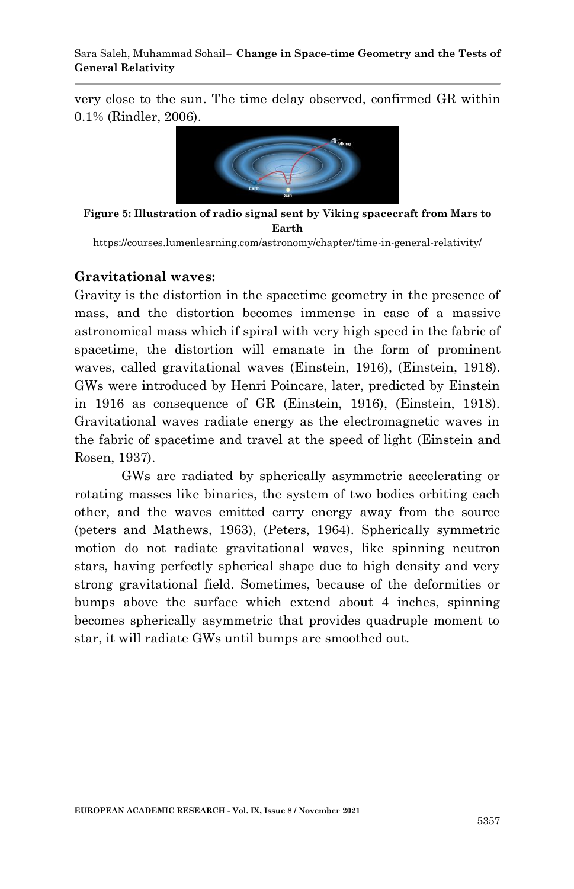very close to the sun. The time delay observed, confirmed GR within 0.1% (Rindler, 2006).

**Figure 5: Illustration of radio signal sent by Viking spacecraft from Mars to Earth**

https://courses.lumenlearning.com/astronomy/chapter/time-in-general-relativity/

### Gravitational waves:

Gravity is the distortion in the spacetime geometry in the presence of mass, and the distortion becomes immense in case of a massive astronomical mass which if spiral with very high speed in the fabric of spacetime, the distortion will emanate in the form of prominent waves, called gravitational waves (Einstein, 1916), (Einstein, 1918). GWs were introduced by Henri Poincare, later, predicted by Einstein in 1916 as consequence of GR (Einstein, 1916), (Einstein, 1918). Gravitational waves radiate energy as the electromagnetic waves in the fabric of spacetime and travel at the speed of light (Einstein and Rosen, 1937).

GWs are radiated by spherically asymmetric accelerating or rotating masses like binaries, the system of two bodies orbiting each other, and the waves emitted carry energy away from the source (peters and Mathews, 1963), (Peters, 1964). Spherically symmetric motion do not radiate gravitational waves, like spinning neutron stars, having perfectly spherical shape due to high density and very strong gravitational field. Sometimes, because of the deformities or bumps above the surface which extend about 4 inches, spinning becomes spherically asymmetric that provides quadruple moment to star, it will radiate GWs until bumps are smoothed out.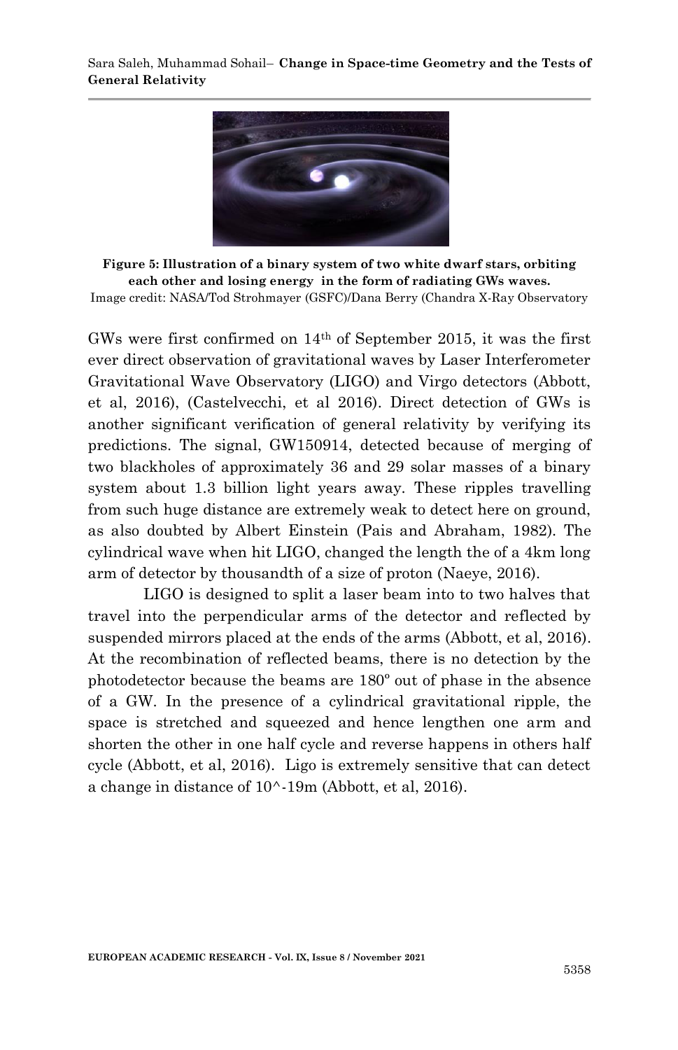**Figure 5: Illustration of a binary system of two white dwarf stars, orbiting each other and losing energy in the form of radiating GWs waves.**
Image credit: NASA/Tod Strohmayer (GSFC)/Dana Berry (Chandra X-Ray Observatory

GWs were first confirmed on 14th of September 2015, it was the first ever direct observation of gravitational waves by Laser Interferometer Gravitational Wave Observatory (LIGO) and Virgo detectors (Abbott, et al, 2016), (Castelvecchi, et al 2016). Direct detection of GWs is another significant verification of general relativity by verifying its predictions. The signal, GW150914, detected because of merging of two blackholes of approximately 36 and 29 solar masses of a binary system about 1.3 billion light years away. These ripples travelling from such huge distance are extremely weak to detect here on ground, as also doubted by Albert Einstein (Pais and Abraham, 1982). The cylindrical wave when hit LIGO, changed the length the of a 4km long arm of detector by thousandth of a size of proton (Naeye, 2016).

LIGO is designed to split a laser beam into to two halves that travel into the perpendicular arms of the detector and reflected by suspended mirrors placed at the ends of the arms (Abbott, et al, 2016). At the recombination of reflected beams, there is no detection by the photodetector because the beams are 180º out of phase in the absence of a GW. In the presence of a cylindrical gravitational ripple, the space is stretched and squeezed and hence lengthen one arm and shorten the other in one half cycle and reverse happens in others half cycle (Abbott, et al, 2016). Ligo is extremely sensitive that can detect a change in distance of 10^-19m (Abbott, et al, 2016).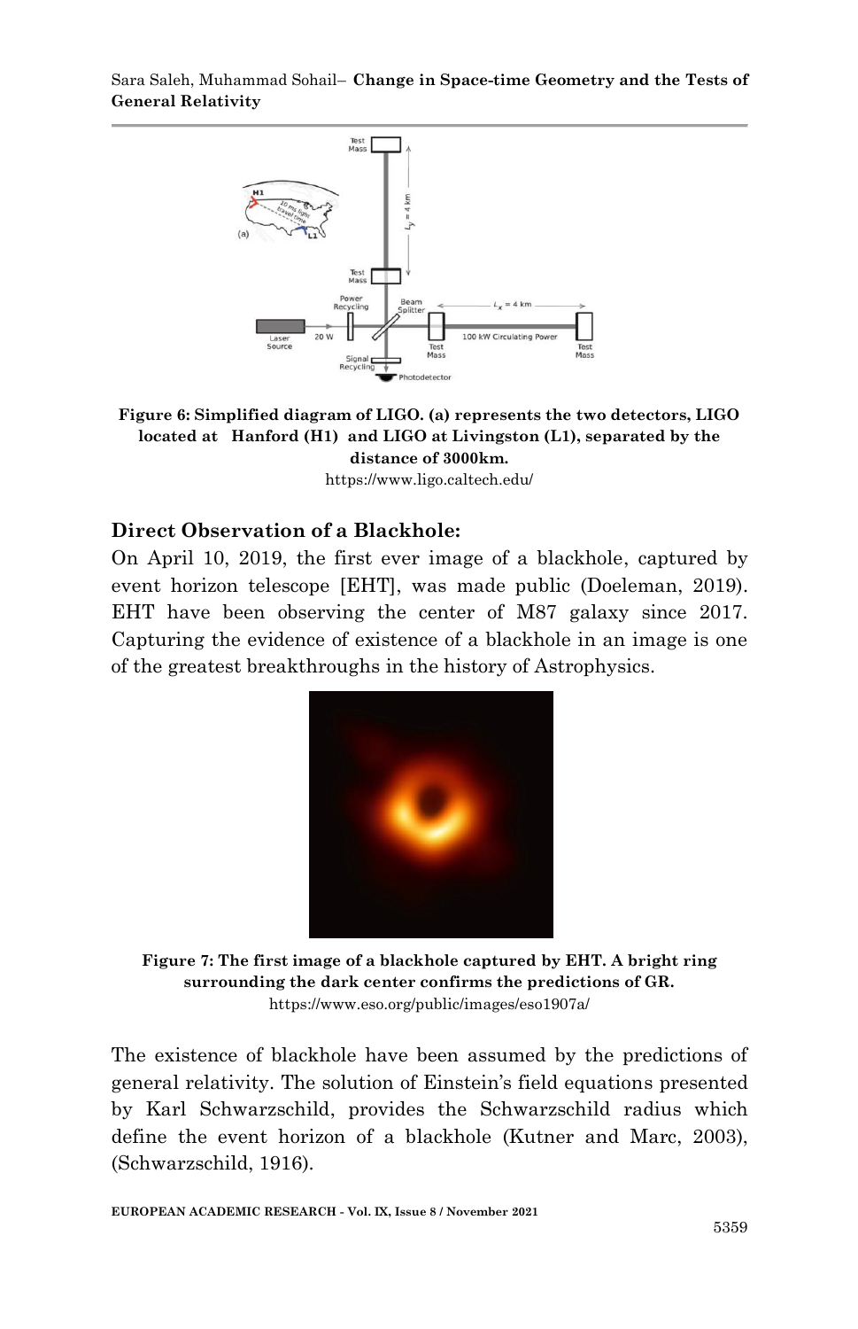**Figure 6: Simplified diagram of LIGO. (a) represents the two detectors, LIGO located at Hanford (H1) and LIGO at Livingston (L1), separated by the distance of 3000km.**

https://www.ligo.caltech.edu/

### Direct Observation of a Blackhole:

On April 10, 2019, the first ever image of a blackhole, captured by event horizon telescope [EHT], was made public (Doeleman, 2019). EHT have been observing the center of M87 galaxy since 2017. Capturing the evidence of existence of a blackhole in an image is one of the greatest breakthroughs in the history of Astrophysics.

**Figure 7: The first image of a blackhole captured by EHT. A bright ring surrounding the dark center confirms the predictions of GR.**

https://www.eso.org/public/images/eso1907a/

The existence of blackhole have been assumed by the predictions of general relativity. The solution of Einstein's field equations presented by Karl Schwarzschild, provides the Schwarzschild radius which define the event horizon of a blackhole (Kutner and Marc, 2003), (Schwarzschild, 1916).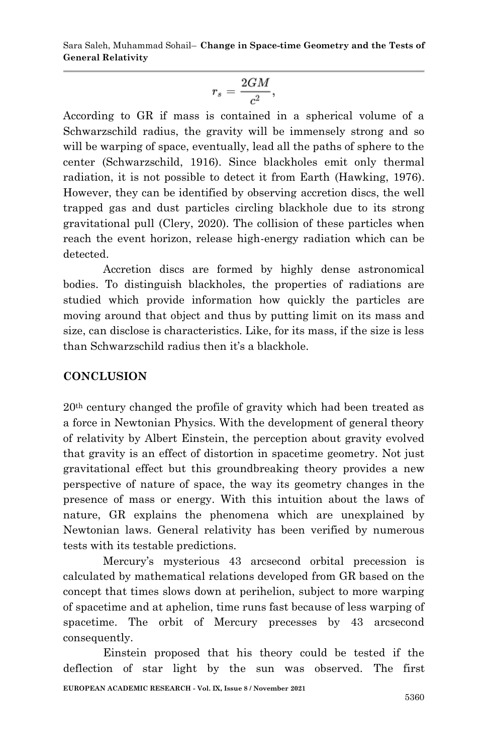$$r_s = \frac{2GM}{c^2},$$

According to GR if mass is contained in a spherical volume of a Schwarzschild radius, the gravity will be immensely strong and so will be warping of space, eventually, lead all the paths of sphere to the center (Schwarzschild, 1916). Since blackholes emit only thermal radiation, it is not possible to detect it from Earth (Hawking, 1976). However, they can be identified by observing accretion discs, the well trapped gas and dust particles circling blackhole due to its strong gravitational pull (Clery, 2020). The collision of these particles when reach the event horizon, release high-energy radiation which can be detected.

Accretion discs are formed by highly dense astronomical bodies. To distinguish blackholes, the properties of radiations are studied which provide information how quickly the particles are moving around that object and thus by putting limit on its mass and size, can disclose is characteristics. Like, for its mass, if the size is less than Schwarzschild radius then it's a blackhole.

## CONCLUSION

20th century changed the profile of gravity which had been treated as a force in Newtonian Physics. With the development of general theory of relativity by Albert Einstein, the perception about gravity evolved that gravity is an effect of distortion in spacetime geometry. Not just gravitational effect but this groundbreaking theory provides a new perspective of nature of space, the way its geometry changes in the presence of mass or energy. With this intuition about the laws of nature, GR explains the phenomena which are unexplained by Newtonian laws. General relativity has been verified by numerous tests with its testable predictions.

Mercury's mysterious 43 arcsecond orbital precession is calculated by mathematical relations developed from GR based on the concept that times slows down at perihelion, subject to more warping of spacetime and at aphelion, time runs fast because of less warping of spacetime. The orbit of Mercury precesses by 43 arcsecond consequently.

Einstein proposed that his theory could be tested if the deflection of star light by the sun was observed. The first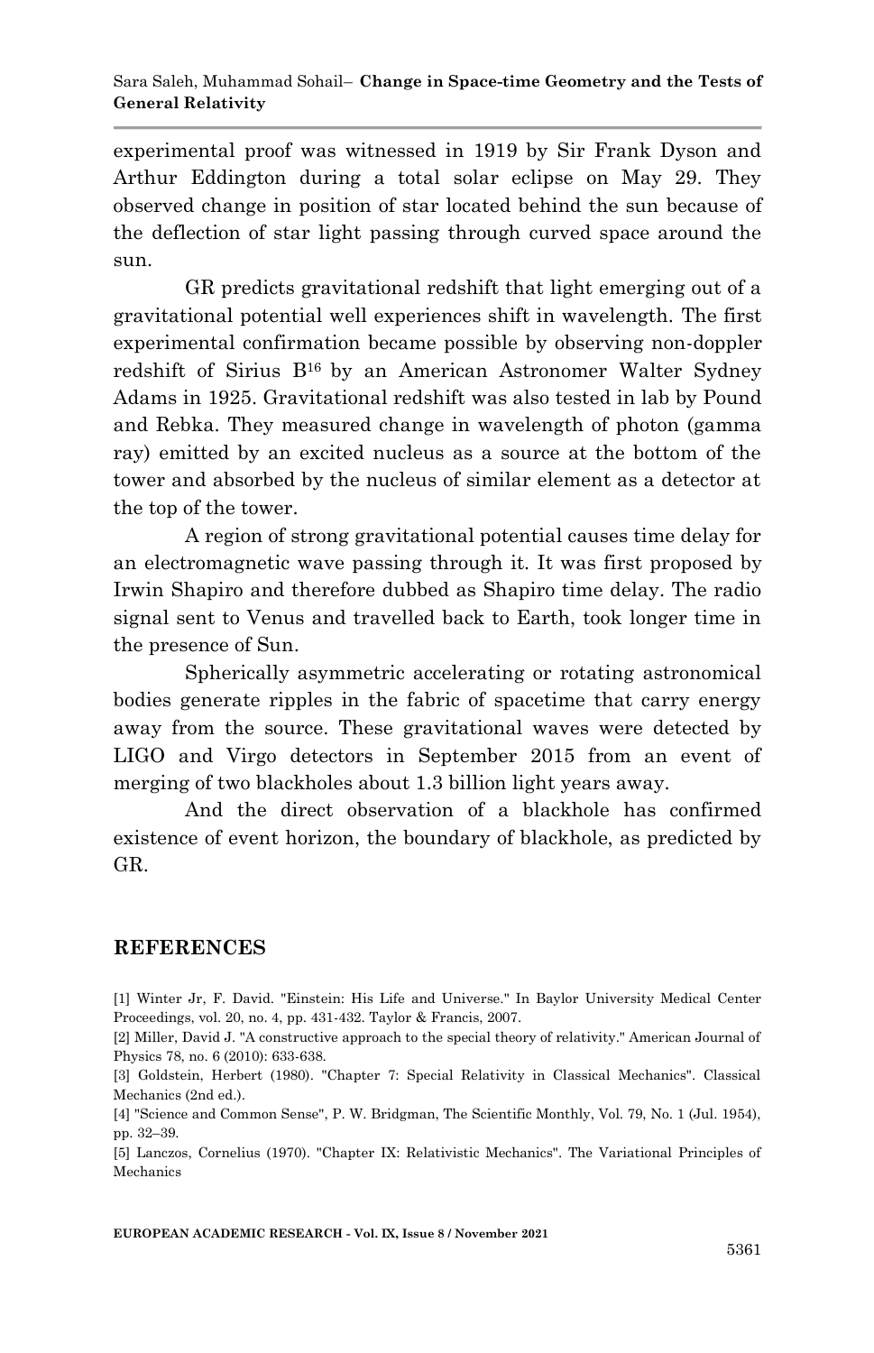experimental proof was witnessed in 1919 by Sir Frank Dyson and Arthur Eddington during a total solar eclipse on May 29. They observed change in position of star located behind the sun because of the deflection of star light passing through curved space around the sun.

GR predicts gravitational redshift that light emerging out of a gravitational potential well experiences shift in wavelength. The first experimental confirmation became possible by observing non-doppler redshift of Sirius B[16] by an American Astronomer Walter Sydney Adams in 1925. Gravitational redshift was also tested in lab by Pound and Rebka. They measured change in wavelength of photon (gamma ray) emitted by an excited nucleus as a source at the bottom of the tower and absorbed by the nucleus of similar element as a detector at the top of the tower.

A region of strong gravitational potential causes time delay for an electromagnetic wave passing through it. It was first proposed by Irwin Shapiro and therefore dubbed as Shapiro time delay. The radio signal sent to Venus and travelled back to Earth, took longer time in the presence of Sun.

Spherically asymmetric accelerating or rotating astronomical bodies generate ripples in the fabric of spacetime that carry energy away from the source. These gravitational waves were detected by LIGO and Virgo detectors in September 2015 from an event of merging of two blackholes about 1.3 billion light years away.

And the direct observation of a blackhole has confirmed existence of event horizon, the boundary of blackhole, as predicted by GR.

## REFERENCES

[1] Winter Jr, F. David. "Einstein: His Life and Universe." In Baylor University Medical Center Proceedings, vol. 20, no. 4, pp. 431-432. Taylor & Francis, 2007.

[2] Miller, David J. "A constructive approach to the special theory of relativity." American Journal of Physics 78, no. 6 (2010): 633-638.

[3] Goldstein, Herbert (1980). "Chapter 7: Special Relativity in Classical Mechanics". Classical Mechanics (2nd ed.).

[4] "Science and Common Sense", P. W. Bridgman, The Scientific Monthly, Vol. 79, No. 1 (Jul. 1954), pp. 32–39.

[5] Lanczos, Cornelius (1970). "Chapter IX: Relativistic Mechanics". The Variational Principles of Mechanics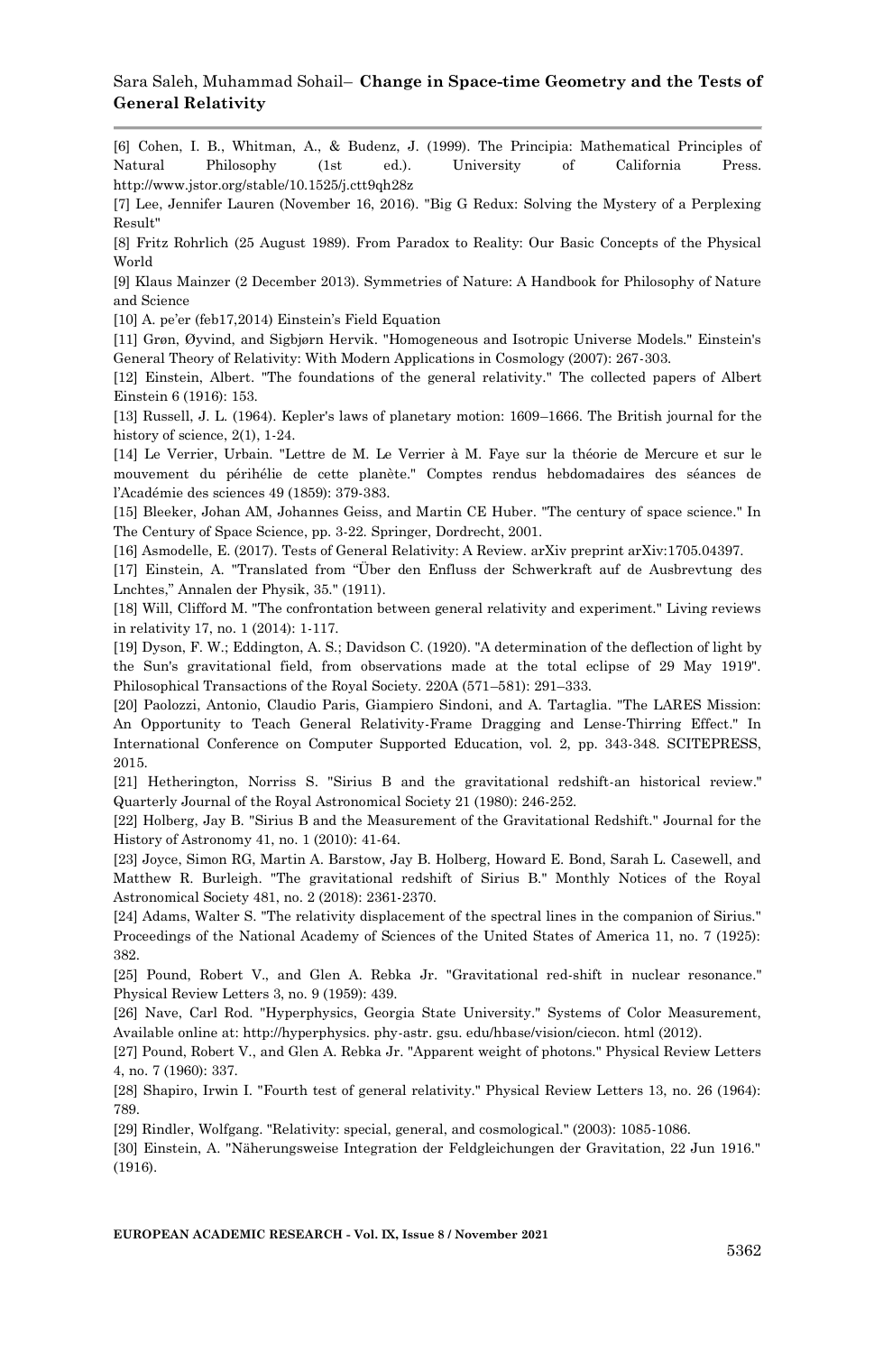[6] Cohen, I. B., Whitman, A., & Budenz, J. (1999). The Principia: Mathematical Principles of Natural Philosophy (1st ed.). University of California Press. http://www.jstor.org/stable/10.1525/j.ctt9qh28z

[7] Lee, Jennifer Lauren (November 16, 2016). "Big G Redux: Solving the Mystery of a Perplexing Result"

[8] Fritz Rohrlich (25 August 1989). From Paradox to Reality: Our Basic Concepts of the Physical World

[9] Klaus Mainzer (2 December 2013). Symmetries of Nature: A Handbook for Philosophy of Nature and Science

[10] A. pe'er (feb17,2014) Einstein's Field Equation

[11] Grøn, Øyvind, and Sigbjørn Hervik. "Homogeneous and Isotropic Universe Models." Einstein's General Theory of Relativity: With Modern Applications in Cosmology (2007): 267-303.

[12] Einstein, Albert. "The foundations of the general relativity." The collected papers of Albert Einstein 6 (1916): 153.

[13] Russell, J. L. (1964). Kepler's laws of planetary motion: 1609–1666. The British journal for the history of science, 2(1), 1-24.

[14] Le Verrier, Urbain. "Lettre de M. Le Verrier à M. Faye sur la théorie de Mercure et sur le mouvement du périhélie de cette planète." Comptes rendus hebdomadaires des séances de l'Académie des sciences 49 (1859): 379-383.

[15] Bleeker, Johan AM, Johannes Geiss, and Martin CE Huber. "The century of space science." In The Century of Space Science, pp. 3-22. Springer, Dordrecht, 2001.

[16] Asmodelle, E. (2017). Tests of General Relativity: A Review. arXiv preprint arXiv:1705.04397.

[17] Einstein, A. "Translated from "Über den Enfluss der Schwerkraft auf de Ausbrevtung des Lnchtes," Annalen der Physik, 35." (1911).

[18] Will, Clifford M. "The confrontation between general relativity and experiment." Living reviews in relativity 17, no. 1 (2014): 1-117.

[19] Dyson, F. W.; Eddington, A. S.; Davidson C. (1920). "A determination of the deflection of light by the Sun's gravitational field, from observations made at the total eclipse of 29 May 1919". Philosophical Transactions of the Royal Society. 220A (571–581): 291–333.

[20] Paolozzi, Antonio, Claudio Paris, Giampiero Sindoni, and A. Tartaglia. "The LARES Mission: An Opportunity to Teach General Relativity-Frame Dragging and Lense-Thirring Effect." In International Conference on Computer Supported Education, vol. 2, pp. 343-348. SCITEPRESS, 2015.

[21] Hetherington, Norriss S. "Sirius B and the gravitational redshift-an historical review." Quarterly Journal of the Royal Astronomical Society 21 (1980): 246-252.

[22] Holberg, Jay B. "Sirius B and the Measurement of the Gravitational Redshift." Journal for the History of Astronomy 41, no. 1 (2010): 41-64.

[23] Joyce, Simon RG, Martin A. Barstow, Jay B. Holberg, Howard E. Bond, Sarah L. Casewell, and Matthew R. Burleigh. "The gravitational redshift of Sirius B." Monthly Notices of the Royal Astronomical Society 481, no. 2 (2018): 2361-2370.

[24] Adams, Walter S. "The relativity displacement of the spectral lines in the companion of Sirius." Proceedings of the National Academy of Sciences of the United States of America 11, no. 7 (1925): 382.

[25] Pound, Robert V., and Glen A. Rebka Jr. "Gravitational red-shift in nuclear resonance." Physical Review Letters 3, no. 9 (1959): 439.

[26] Nave, Carl Rod. "Hyperphysics, Georgia State University." Systems of Color Measurement, Available online at: http://hyperphysics. phy-astr. gsu. edu/hbase/vision/ciecon. html (2012).

[27] Pound, Robert V., and Glen A. Rebka Jr. "Apparent weight of photons." Physical Review Letters 4, no. 7 (1960): 337.

[28] Shapiro, Irwin I. "Fourth test of general relativity." Physical Review Letters 13, no. 26 (1964): 789.

[29] Rindler, Wolfgang. "Relativity: special, general, and cosmological." (2003): 1085-1086.

[30] Einstein, A. "Näherungsweise Integration der Feldgleichungen der Gravitation, 22 Jun 1916." (1916).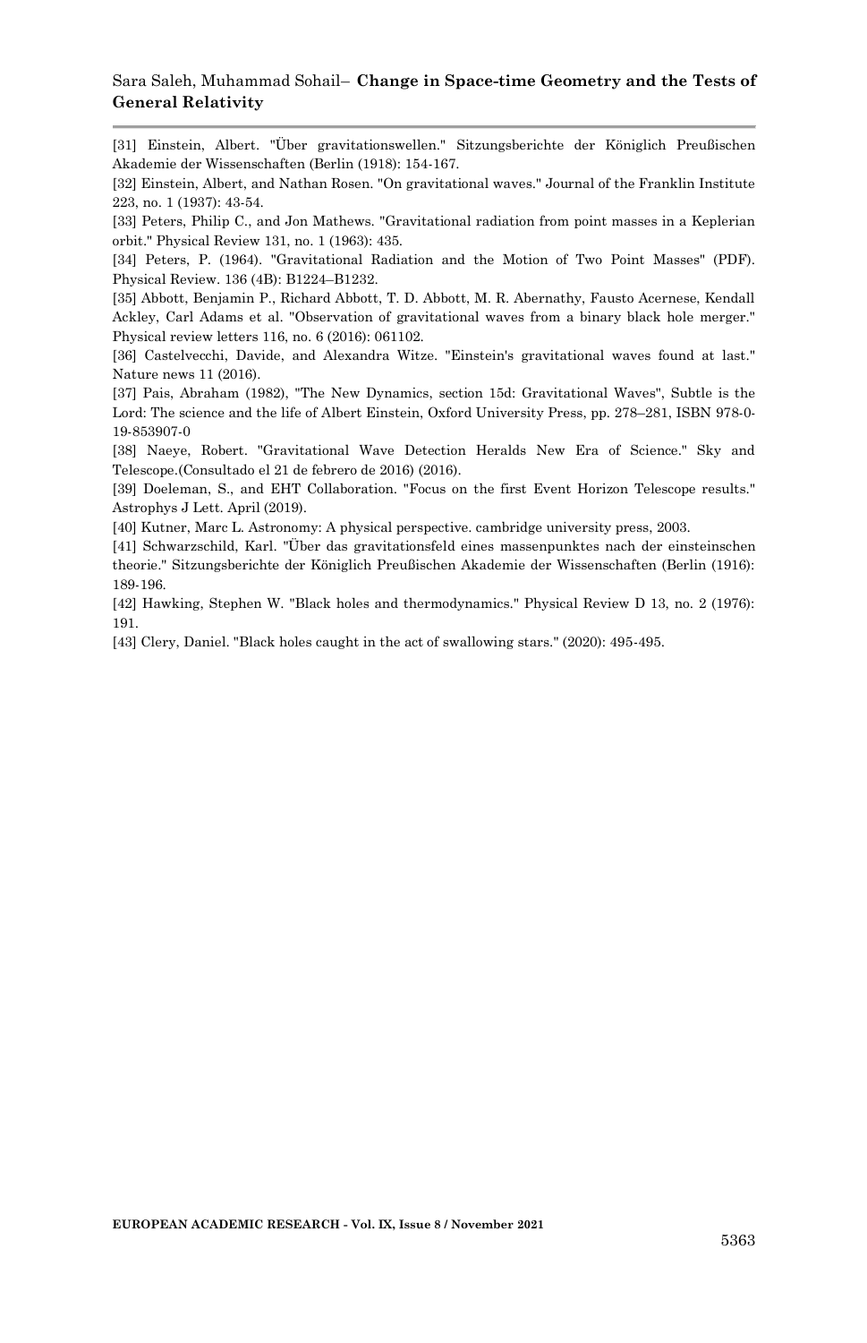[31] Einstein, Albert. "Über gravitationswellen." Sitzungsberichte der Königlich Preußischen Akademie der Wissenschaften (Berlin (1918): 154-167.

[32] Einstein, Albert, and Nathan Rosen. "On gravitational waves." Journal of the Franklin Institute 223, no. 1 (1937): 43-54.

[33] Peters, Philip C., and Jon Mathews. "Gravitational radiation from point masses in a Keplerian orbit." Physical Review 131, no. 1 (1963): 435.

[34] Peters, P. (1964). "Gravitational Radiation and the Motion of Two Point Masses" (PDF). Physical Review. 136 (4B): B1224–B1232.

[35] Abbott, Benjamin P., Richard Abbott, T. D. Abbott, M. R. Abernathy, Fausto Acernese, Kendall Ackley, Carl Adams et al. "Observation of gravitational waves from a binary black hole merger." Physical review letters 116, no. 6 (2016): 061102.

[36] Castelvecchi, Davide, and Alexandra Witze. "Einstein's gravitational waves found at last." Nature news 11 (2016).

[37] Pais, Abraham (1982), "The New Dynamics, section 15d: Gravitational Waves", Subtle is the Lord: The science and the life of Albert Einstein, Oxford University Press, pp. 278–281, ISBN 978-0-19-853907-0

[38] Naeye, Robert. "Gravitational Wave Detection Heralds New Era of Science." Sky and Telescope.(Consultado el 21 de febrero de 2016) (2016).

[39] Doeleman, S., and EHT Collaboration. "Focus on the first Event Horizon Telescope results." Astrophys J Lett. April (2019).

[40] Kutner, Marc L. Astronomy: A physical perspective. cambridge university press, 2003.

[41] Schwarzschild, Karl. "Über das gravitationsfeld eines massenpunktes nach der einsteinschen theorie." Sitzungsberichte der Königlich Preußischen Akademie der Wissenschaften (Berlin (1916): 189-196.

[42] Hawking, Stephen W. "Black holes and thermodynamics." Physical Review D 13, no. 2 (1976): 191.

[43] Clery, Daniel. "Black holes caught in the act of swallowing stars." (2020): 495-495.